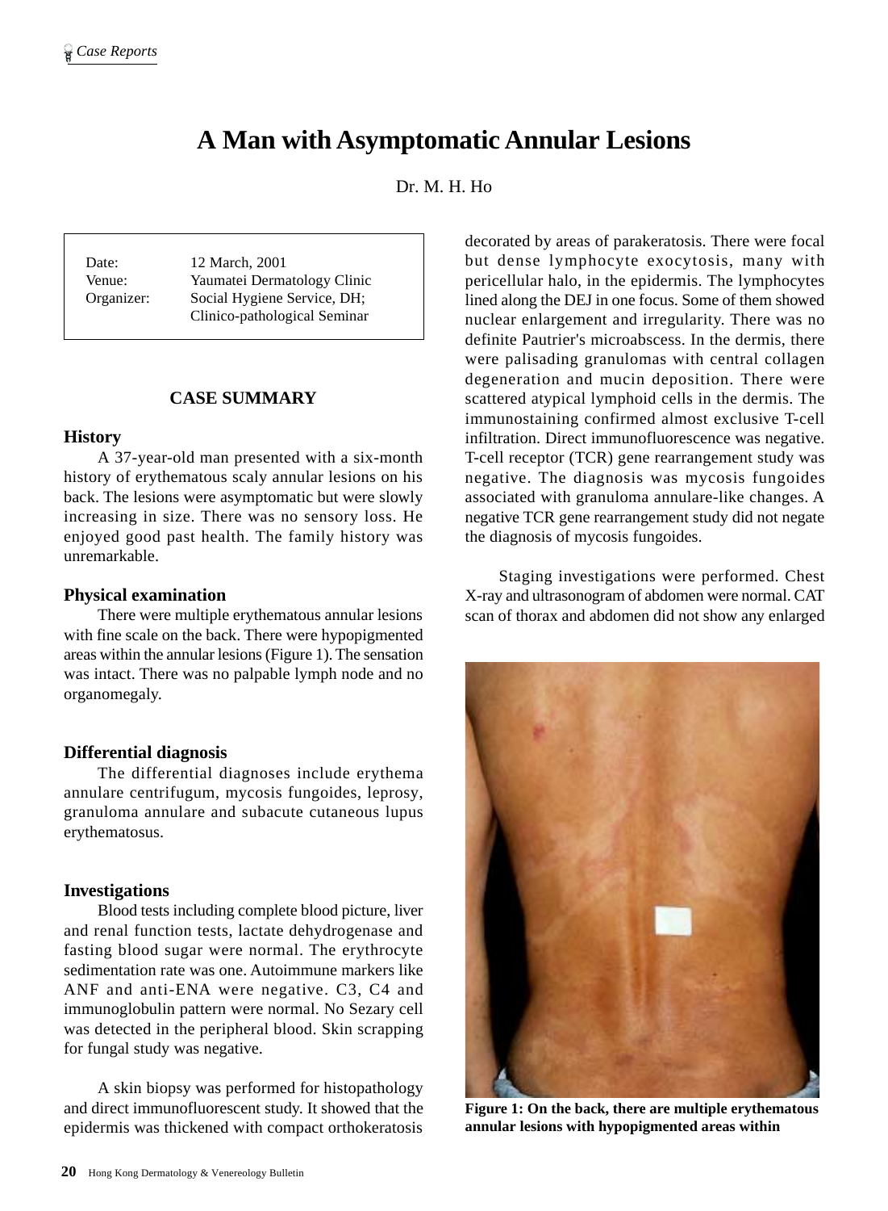# A Man with Asymptomatic Annular Lesions

Dr. M. H. Ho

| | |
|---|---|
| Date: | 12 March, 2001 |
| Venue: | Yaumatei Dermatology Clinic |
| Organizer: | Social Hygiene Service, DH; Clinico-pathological Seminar |

## CASE SUMMARY

### History

A 37-year-old man presented with a six-month history of erythematous scaly annular lesions on his back. The lesions were asymptomatic but were slowly increasing in size. There was no sensory loss. He enjoyed good past health. The family history was unremarkable.

### Physical examination

There were multiple erythematous annular lesions with fine scale on the back. There were hypopigmented areas within the annular lesions (Figure 1). The sensation was intact. There was no palpable lymph node and no organomegaly.

### Differential diagnosis

The differential diagnoses include erythema annulare centrifugum, mycosis fungoides, leprosy, granuloma annulare and subacute cutaneous lupus erythematosus.

### Investigations

Blood tests including complete blood picture, liver and renal function tests, lactate dehydrogenase and fasting blood sugar were normal. The erythrocyte sedimentation rate was one. Autoimmune markers like ANF and anti-ENA were negative. C3, C4 and immunoglobulin pattern were normal. No Sezary cell was detected in the peripheral blood. Skin scrapping for fungal study was negative.

A skin biopsy was performed for histopathology and direct immunofluorescent study. It showed that the epidermis was thickened with compact orthokeratosis decorated by areas of parakeratosis. There were focal but dense lymphocyte exocytosis, many with pericellular halo, in the epidermis. The lymphocytes lined along the DEJ in one focus. Some of them showed nuclear enlargement and irregularity. There was no definite Pautrier's microabscess. In the dermis, there were palisading granulomas with central collagen degeneration and mucin deposition. There were scattered atypical lymphoid cells in the dermis. The immunostaining confirmed almost exclusive T-cell infiltration. Direct immunofluorescence was negative. T-cell receptor (TCR) gene rearrangement study was negative. The diagnosis was mycosis fungoides associated with granuloma annulare-like changes. A negative TCR gene rearrangement study did not negate the diagnosis of mycosis fungoides.

Staging investigations were performed. Chest X-ray and ultrasonogram of abdomen were normal. CAT scan of thorax and abdomen did not show any enlarged

**Figure 1: On the back, there are multiple erythematous annular lesions with hypopigmented areas within**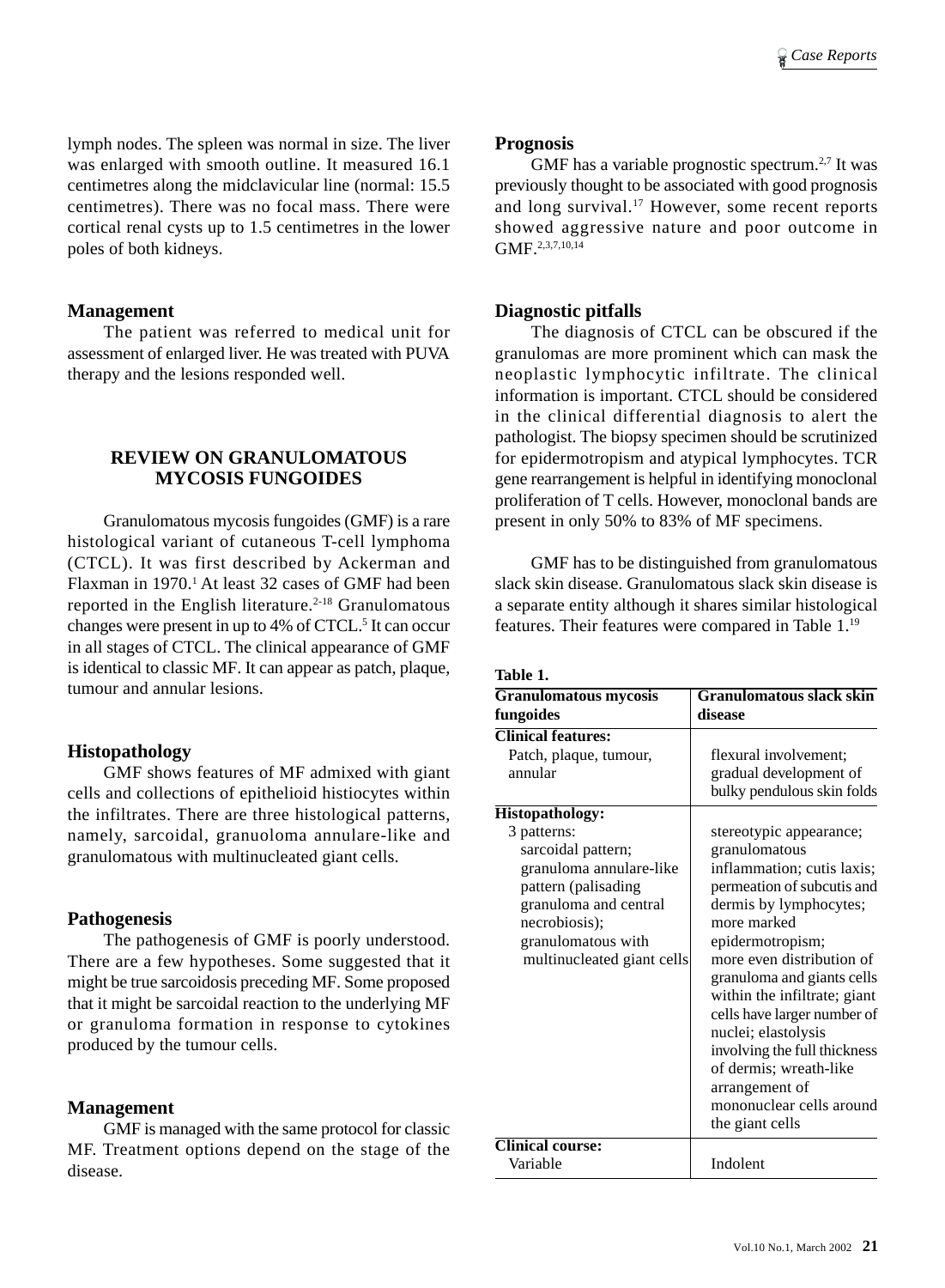lymph nodes. The spleen was normal in size. The liver was enlarged with smooth outline. It measured 16.1 centimetres along the midclavicular line (normal: 15.5 centimetres). There was no focal mass. There were cortical renal cysts up to 1.5 centimetres in the lower poles of both kidneys.

### Management

The patient was referred to medical unit for assessment of enlarged liver. He was treated with PUVA therapy and the lesions responded well.

## REVIEW ON GRANULOMATOUS MYCOSIS FUNGOIDES

Granulomatous mycosis fungoides (GMF) is a rare histological variant of cutaneous T-cell lymphoma (CTCL). It was first described by Ackerman and Flaxman in 1970.[1] At least 32 cases of GMF had been reported in the English literature.[2-18] Granulomatous changes were present in up to 4% of CTCL.[5] It can occur in all stages of CTCL. The clinical appearance of GMF is identical to classic MF. It can appear as patch, plaque, tumour and annular lesions.

### Histopathology

GMF shows features of MF admixed with giant cells and collections of epithelioid histiocytes within the infiltrates. There are three histological patterns, namely, sarcoidal, granuoloma annulare-like and granulomatous with multinucleated giant cells.

### Pathogenesis

The pathogenesis of GMF is poorly understood. There are a few hypotheses. Some suggested that it might be true sarcoidosis preceding MF. Some proposed that it might be sarcoidal reaction to the underlying MF or granuloma formation in response to cytokines produced by the tumour cells.

### Management

GMF is managed with the same protocol for classic MF. Treatment options depend on the stage of the disease.

### Prognosis

GMF has a variable prognostic spectrum.[2,7] It was previously thought to be associated with good prognosis and long survival.[17] However, some recent reports showed aggressive nature and poor outcome in GMF.[2,3,7,10,14]

### Diagnostic pitfalls

The diagnosis of CTCL can be obscured if the granulomas are more prominent which can mask the neoplastic lymphocytic infiltrate. The clinical information is important. CTCL should be considered in the clinical differential diagnosis to alert the pathologist. The biopsy specimen should be scrutinized for epidermotropism and atypical lymphocytes. TCR gene rearrangement is helpful in identifying monoclonal proliferation of T cells. However, monoclonal bands are present in only 50% to 83% of MF specimens.

GMF has to be distinguished from granulomatous slack skin disease. Granulomatous slack skin disease is a separate entity although it shares similar histological features. Their features were compared in Table 1.[19]

**Table 1.**

| Granulomatous mycosis fungoides | Granulomatous slack skin disease |
|---|---|
| **Clinical features:** | |
| Patch, plaque, tumour, annular | flexural involvement; gradual development of bulky pendulous skin folds |
| **Histopathology:** | |
| 3 patterns: sarcoidal pattern; granuloma annulare-like pattern (palisading granuloma and central necrobiosis); granulomatous with multinucleated giant cells | stereotypic appearance; granulomatous inflammation; cutis laxis; permeation of subcutis and dermis by lymphocytes; more marked epidermotropism; more even distribution of granuloma and giants cells within the infiltrate; giant cells have larger number of nuclei; elastolysis involving the full thickness of dermis; wreath-like arrangement of mononuclear cells around the giant cells |
| **Clinical course:** | |
| Variable | Indolent |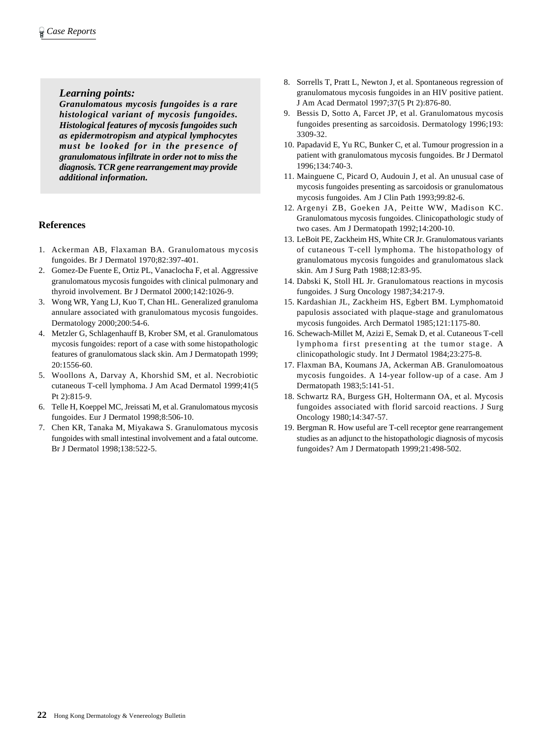***Learning points:***

***Granulomatous mycosis fungoides is a rare histological variant of mycosis fungoides. Histological features of mycosis fungoides such as epidermotropism and atypical lymphocytes must be looked for in the presence of granulomatous infiltrate in order not to miss the diagnosis. TCR gene rearrangement may provide additional information.***

## References

1. Ackerman AB, Flaxaman BA. Granulomatous mycosis fungoides. Br J Dermatol 1970;82:397-401.
2. Gomez-De Fuente E, Ortiz PL, Vanaclocha F, et al. Aggressive granulomatous mycosis fungoides with clinical pulmonary and thyroid involvement. Br J Dermatol 2000;142:1026-9.
3. Wong WR, Yang LJ, Kuo T, Chan HL. Generalized granuloma annulare associated with granulomatous mycosis fungoides. Dermatology 2000;200:54-6.
4. Metzler G, Schlagenhauff B, Krober SM, et al. Granulomatous mycosis fungoides: report of a case with some histopathologic features of granulomatous slack skin. Am J Dermatopath 1999; 20:1556-60.
5. Woollons A, Darvay A, Khorshid SM, et al. Necrobiotic cutaneous T-cell lymphoma. J Am Acad Dermatol 1999;41(5 Pt 2):815-9.
6. Telle H, Koeppel MC, Jreissati M, et al. Granulomatous mycosis fungoides. Eur J Dermatol 1998;8:506-10.
7. Chen KR, Tanaka M, Miyakawa S. Granulomatous mycosis fungoides with small intestinal involvement and a fatal outcome. Br J Dermatol 1998;138:522-5.
8. Sorrells T, Pratt L, Newton J, et al. Spontaneous regression of granulomatous mycosis fungoides in an HIV positive patient. J Am Acad Dermatol 1997;37(5 Pt 2):876-80.
9. Bessis D, Sotto A, Farcet JP, et al. Granulomatous mycosis fungoides presenting as sarcoidosis. Dermatology 1996;193: 3309-32.
10. Papadavid E, Yu RC, Bunker C, et al. Tumour progression in a patient with granulomatous mycosis fungoides. Br J Dermatol 1996;134:740-3.
11. Mainguene C, Picard O, Audouin J, et al. An unusual case of mycosis fungoides presenting as sarcoidosis or granulomatous mycosis fungoides. Am J Clin Path 1993;99:82-6.
12. Argenyi ZB, Goeken JA, Peitte WW, Madison KC. Granulomatous mycosis fungoides. Clinicopathologic study of two cases. Am J Dermatopath 1992;14:200-10.
13. LeBoit PE, Zackheim HS, White CR Jr. Granulomatous variants of cutaneous T-cell lymphoma. The histopathology of granulomatous mycosis fungoides and granulomatous slack skin. Am J Surg Path 1988;12:83-95.
14. Dabski K, Stoll HL Jr. Granulomatous reactions in mycosis fungoides. J Surg Oncology 1987;34:217-9.
15. Kardashian JL, Zackheim HS, Egbert BM. Lymphomatoid papulosis associated with plaque-stage and granulomatous mycosis fungoides. Arch Dermatol 1985;121:1175-80.
16. Schewach-Millet M, Azizi E, Semak D, et al. Cutaneous T-cell lymphoma first presenting at the tumor stage. A clinicopathologic study. Int J Dermatol 1984;23:275-8.
17. Flaxman BA, Koumans JA, Ackerman AB. Granulomoatous mycosis fungoides. A 14-year follow-up of a case. Am J Dermatopath 1983;5:141-51.
18. Schwartz RA, Burgess GH, Holtermann OA, et al. Mycosis fungoides associated with florid sarcoid reactions. J Surg Oncology 1980;14:347-57.
19. Bergman R. How useful are T-cell receptor gene rearrangement studies as an adjunct to the histopathologic diagnosis of mycosis fungoides? Am J Dermatopath 1999;21:498-502.